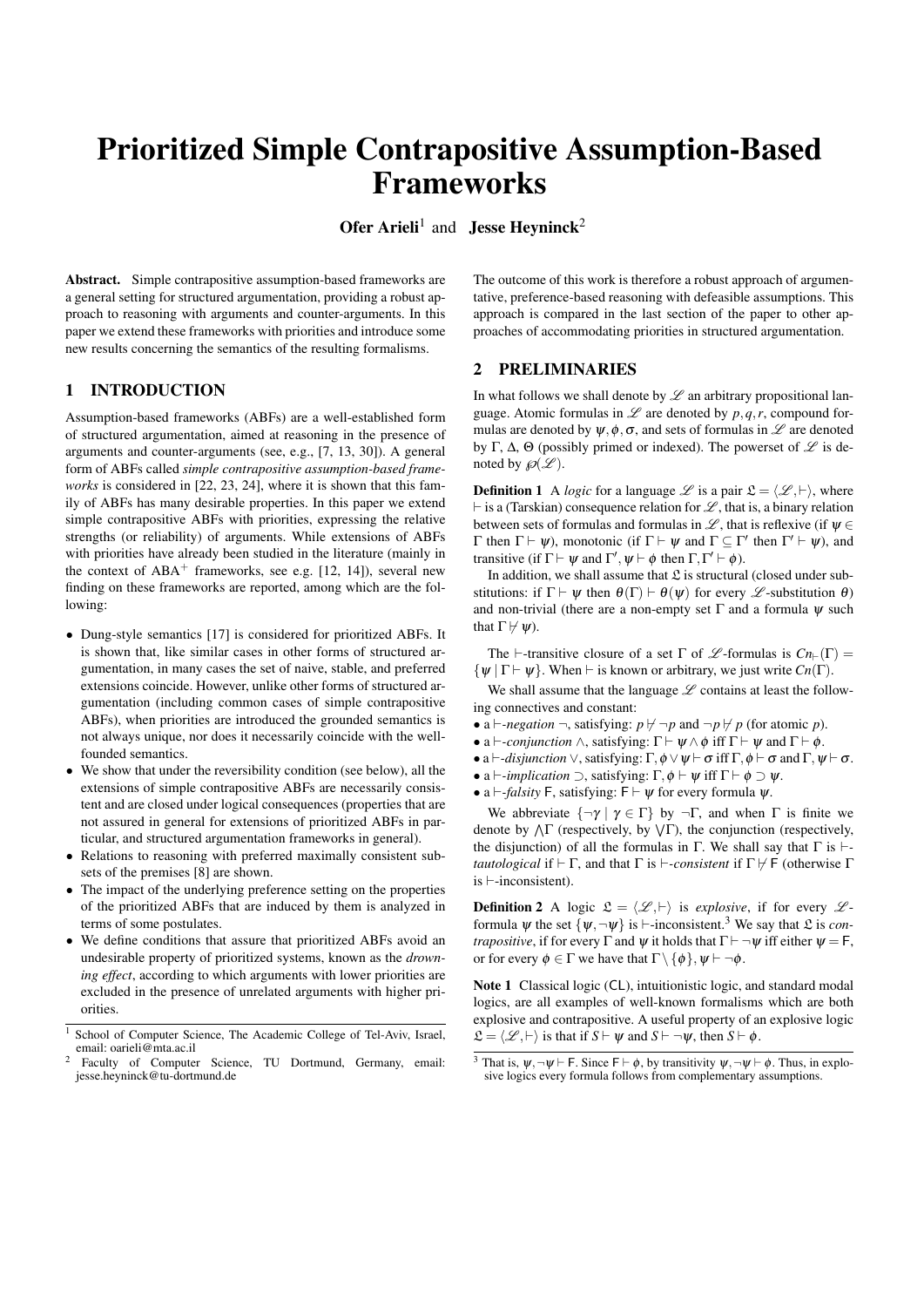# Prioritized Simple Contrapositive Assumption-Based Frameworks

**Ofer Arieli**[1] and **Jesse Heyninck**[2]

**Abstract.** Simple contrapositive assumption-based frameworks are a general setting for structured argumentation, providing a robust approach to reasoning with arguments and counter-arguments. In this paper we extend these frameworks with priorities and introduce some new results concerning the semantics of the resulting formalisms.

## 1 INTRODUCTION

Assumption-based frameworks (ABFs) are a well-established form of structured argumentation, aimed at reasoning in the presence of arguments and counter-arguments (see, e.g., [7, 13, 30]). A general form of ABFs called *simple contrapositive assumption-based frameworks* is considered in [22, 23, 24], where it is shown that this family of ABFs has many desirable properties. In this paper we extend simple contrapositive ABFs with priorities, expressing the relative strengths (or reliability) of arguments. While extensions of ABFs with priorities have already been studied in the literature (mainly in the context of ABA$^+$ frameworks, see e.g. [12, 14]), several new finding on these frameworks are reported, among which are the following:

- Dung-style semantics [17] is considered for prioritized ABFs. It is shown that, like similar cases in other forms of structured argumentation, in many cases the set of naive, stable, and preferred extensions coincide. However, unlike other forms of structured argumentation (including common cases of simple contrapositive ABFs), when priorities are introduced the grounded semantics is not always unique, nor does it necessarily coincide with the well-founded semantics.
- We show that under the reversibility condition (see below), all the extensions of simple contrapositive ABFs are necessarily consistent and are closed under logical consequences (properties that are not assured in general for extensions of prioritized ABFs in particular, and structured argumentation frameworks in general).
- Relations to reasoning with preferred maximally consistent subsets of the premises [8] are shown.
- The impact of the underlying preference setting on the properties of the prioritized ABFs that are induced by them is analyzed in terms of some postulates.
- We define conditions that assure that prioritized ABFs avoid an undesirable property of prioritized systems, known as the *drowning effect*, according to which arguments with lower priorities are excluded in the presence of unrelated arguments with higher priorities.

The outcome of this work is therefore a robust approach of argumentative, preference-based reasoning with defeasible assumptions. This approach is compared in the last section of the paper to other approaches of accommodating priorities in structured argumentation.

## 2 PRELIMINARIES

In what follows we shall denote by $\mathscr{L}$ an arbitrary propositional language. Atomic formulas in $\mathscr{L}$ are denoted by $p, q, r$, compound formulas are denoted by $\psi, \phi, \sigma$, and sets of formulas in $\mathscr{L}$ are denoted by $\Gamma$, $\Delta$, $\Theta$ (possibly primed or indexed). The powerset of $\mathscr{L}$ is denoted by $\wp(\mathscr{L})$.

**Definition 1** A *logic* for a language $\mathscr{L}$ is a pair $\mathfrak{L} = \langle \mathscr{L}, \vdash \rangle$, where $\vdash$ is a (Tarskian) consequence relation for $\mathscr{L}$, that is, a binary relation between sets of formulas and formulas in $\mathscr{L}$, that is reflexive (if $\psi \in \Gamma$ then $\Gamma \vdash \psi$), monotonic (if $\Gamma \vdash \psi$ and $\Gamma \subseteq \Gamma'$ then $\Gamma' \vdash \psi$), and transitive (if $\Gamma \vdash \psi$ and $\Gamma', \psi \vdash \phi$ then $\Gamma, \Gamma' \vdash \phi$).

In addition, we shall assume that $\mathfrak{L}$ is structural (closed under substitutions: if $\Gamma \vdash \psi$ then $\theta(\Gamma) \vdash \theta(\psi)$ for every $\mathscr{L}$-substitution $\theta$) and non-trivial (there are a non-empty set $\Gamma$ and a formula $\psi$ such that $\Gamma \not\vdash \psi$).

The $\vdash$-transitive closure of a set $\Gamma$ of $\mathscr{L}$-formulas is $Cn_{\vdash}(\Gamma) = \{\psi \mid \Gamma \vdash \psi\}$. When $\vdash$ is known or arbitrary, we just write $Cn(\Gamma)$.

We shall assume that the language $\mathscr{L}$ contains at least the following connectives and constant:

- a $\vdash$-*negation* $\neg$, satisfying: $p \not\vdash \neg p$ and $\neg p \not\vdash p$ (for atomic $p$).
- a $\vdash$-*conjunction* $\wedge$, satisfying: $\Gamma \vdash \psi \wedge \phi$ iff $\Gamma \vdash \psi$ and $\Gamma \vdash \phi$.
- a $\vdash$-*disjunction* $\vee$, satisfying: $\Gamma, \phi \vee \psi \vdash \sigma$ iff $\Gamma, \phi \vdash \sigma$ and $\Gamma, \psi \vdash \sigma$.
- a $\vdash$-*implication* $\supset$, satisfying: $\Gamma, \phi \vdash \psi$ iff $\Gamma \vdash \phi \supset \psi$.
- a $\vdash$-*falsity* $\mathsf{F}$, satisfying: $\mathsf{F} \vdash \psi$ for every formula $\psi$.

We abbreviate $\{\neg\gamma \mid \gamma \in \Gamma\}$ by $\neg\Gamma$, and when $\Gamma$ is finite we denote by $\bigwedge\Gamma$ (respectively, by $\bigvee\Gamma$), the conjunction (respectively, the disjunction) of all the formulas in $\Gamma$. We shall say that $\Gamma$ is $\vdash$-*tautological* if $\vdash \Gamma$, and that $\Gamma$ is $\vdash$-*consistent* if $\Gamma \not\vdash \mathsf{F}$ (otherwise $\Gamma$ is $\vdash$-inconsistent).

**Definition 2** A logic $\mathfrak{L} = \langle \mathscr{L}, \vdash \rangle$ is *explosive*, if for every $\mathscr{L}$-formula $\psi$ the set $\{\psi, \neg\psi\}$ is $\vdash$-inconsistent.[3] We say that $\mathfrak{L}$ is *contrapositive*, if for every $\Gamma$ and $\psi$ it holds that $\Gamma \vdash \neg\psi$ iff either $\psi = \mathsf{F}$, or for every $\phi \in \Gamma$ we have that $\Gamma \setminus \{\phi\}, \psi \vdash \neg\phi$.

**Note 1** Classical logic ($\mathsf{CL}$), intuitionistic logic, and standard modal logics, are all examples of well-known formalisms which are both explosive and contrapositive. A useful property of an explosive logic $\mathfrak{L} = \langle \mathscr{L}, \vdash \rangle$ is that if $S \vdash \psi$ and $S \vdash \neg\psi$, then $S \vdash \phi$.

[1] School of Computer Science, The Academic College of Tel-Aviv, Israel, email: oarieli@mta.ac.il

[2] Faculty of Computer Science, TU Dortmund, Germany, email: jesse.heyninck@tu-dortmund.de

[3] That is, $\psi, \neg\psi \vdash \mathsf{F}$. Since $\mathsf{F} \vdash \phi$, by transitivity $\psi, \neg\psi \vdash \phi$. Thus, in explosive logics every formula follows from complementary assumptions.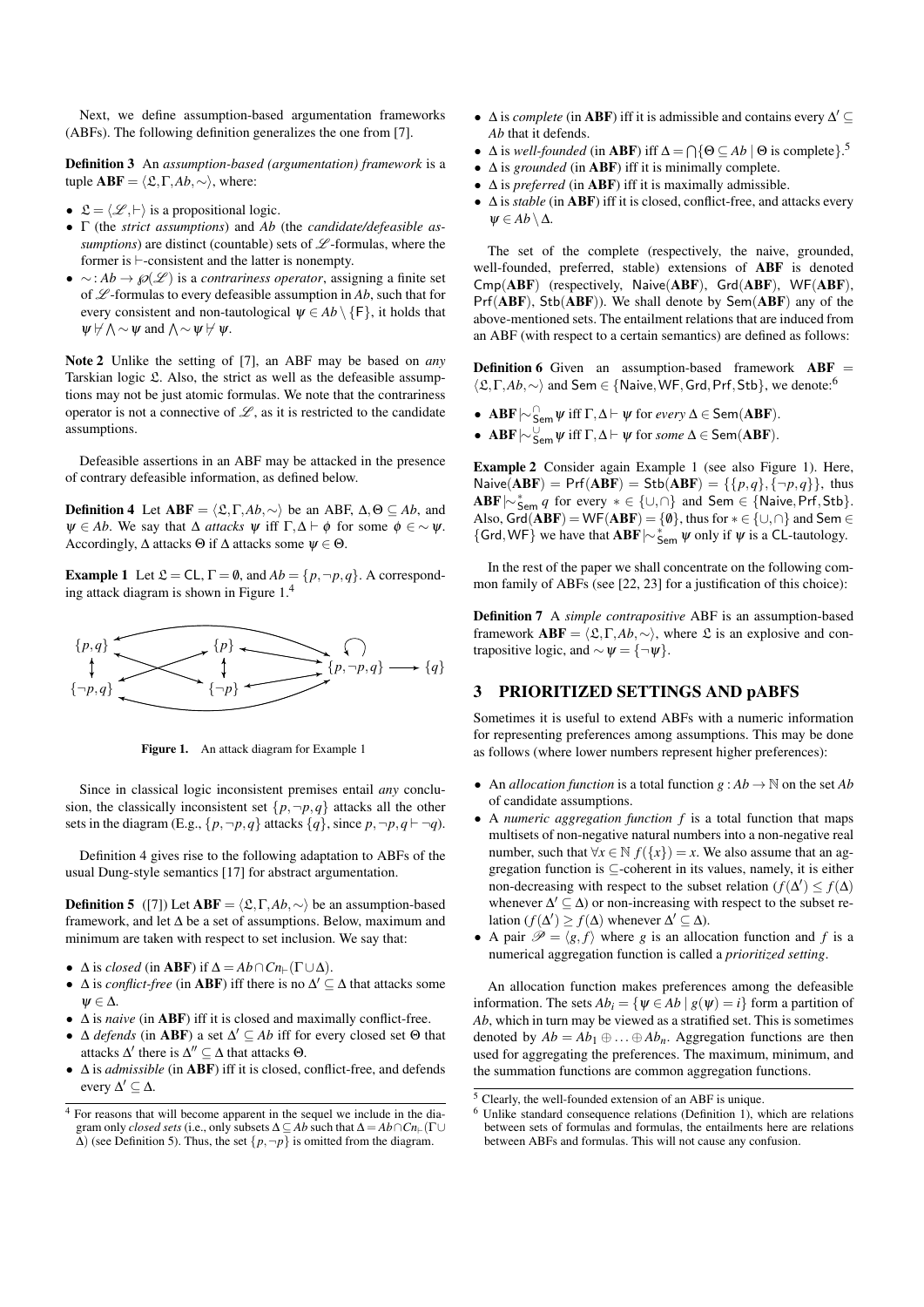Next, we define assumption-based argumentation frameworks (ABFs). The following definition generalizes the one from [7].

**Definition 3** An *assumption-based (argumentation) framework* is a tuple $\mathbf{ABF} = \langle \mathfrak{L}, \Gamma, Ab, \sim \rangle$, where:

- $\mathfrak{L} = \langle \mathscr{L}, \vdash \rangle$ is a propositional logic.
- $\Gamma$ (the *strict assumptions*) and $Ab$ (the *candidate/defeasible assumptions*) are distinct (countable) sets of $\mathscr{L}$-formulas, where the former is $\vdash$-consistent and the latter is nonempty.
- $\sim : Ab \to \wp(\mathscr{L})$ is a *contrariness operator*, assigning a finite set of $\mathscr{L}$-formulas to every defeasible assumption in $Ab$, such that for every consistent and non-tautological $\psi \in Ab \setminus \{\mathsf{F}\}$, it holds that $\psi \not\vdash \bigwedge \sim \psi$ and $\bigwedge \sim \psi \not\vdash \psi$.

**Note 2** Unlike the setting of [7], an ABF may be based on *any* Tarskian logic $\mathfrak{L}$. Also, the strict as well as the defeasible assumptions may not be just atomic formulas. We note that the contrariness operator is not a connective of $\mathscr{L}$, as it is restricted to the candidate assumptions.

Defeasible assertions in an ABF may be attacked in the presence of contrary defeasible information, as defined below.

**Definition 4** Let $\mathbf{ABF} = \langle \mathfrak{L}, \Gamma, Ab, \sim \rangle$ be an ABF, $\Delta, \Theta \subseteq Ab$, and $\psi \in Ab$. We say that $\Delta$ *attacks* $\psi$ iff $\Gamma, \Delta \vdash \phi$ for some $\phi \in \sim \psi$. Accordingly, $\Delta$ attacks $\Theta$ if $\Delta$ attacks some $\psi \in \Theta$.

**Example 1** Let $\mathfrak{L} = \mathsf{CL}$, $\Gamma = \emptyset$, and $Ab = \{p, \neg p, q\}$. A corresponding attack diagram is shown in Figure 1.[4]

Figure 1. An attack diagram for Example 1

Since in classical logic inconsistent premises entail *any* conclusion, the classically inconsistent set $\{p, \neg p, q\}$ attacks all the other sets in the diagram (E.g., $\{p, \neg p, q\}$ attacks $\{q\}$, since $p, \neg p, q \vdash \neg q$).

Definition 4 gives rise to the following adaptation to ABFs of the usual Dung-style semantics [17] for abstract argumentation.

**Definition 5** ([7]) Let $\mathbf{ABF} = \langle \mathfrak{L}, \Gamma, Ab, \sim \rangle$ be an assumption-based framework, and let $\Delta$ be a set of assumptions. Below, maximum and minimum are taken with respect to set inclusion. We say that:

- $\Delta$ is *closed* (in $\mathbf{ABF}$) if $\Delta = Ab \cap Cn_{\vdash}(\Gamma \cup \Delta)$.
- $\Delta$ is *conflict-free* (in $\mathbf{ABF}$) iff there is no $\Delta' \subseteq \Delta$ that attacks some $\psi \in \Delta$.
- $\Delta$ is *naive* (in $\mathbf{ABF}$) iff it is closed and maximally conflict-free.
- $\Delta$ *defends* (in $\mathbf{ABF}$) a set $\Delta' \subseteq Ab$ iff for every closed set $\Theta$ that attacks $\Delta'$ there is $\Delta'' \subseteq \Delta$ that attacks $\Theta$.
- $\Delta$ is *admissible* (in $\mathbf{ABF}$) iff it is closed, conflict-free, and defends every $\Delta' \subseteq \Delta$.
- $\Delta$ is *complete* (in $\mathbf{ABF}$) iff it is admissible and contains every $\Delta' \subseteq Ab$ that it defends.
- $\Delta$ is *well-founded* (in $\mathbf{ABF}$) iff $\Delta = \bigcap \{\Theta \subseteq Ab \mid \Theta \text{ is complete}\}$.[5]
- $\Delta$ is *grounded* (in $\mathbf{ABF}$) iff it is minimally complete.
- $\Delta$ is *preferred* (in $\mathbf{ABF}$) iff it is maximally admissible.
- $\Delta$ is *stable* (in $\mathbf{ABF}$) iff it is closed, conflict-free, and attacks every $\psi \in Ab \setminus \Delta$.

The set of the complete (respectively, the naive, grounded, well-founded, preferred, stable) extensions of $\mathbf{ABF}$ is denoted $\mathsf{Cmp}(\mathbf{ABF})$ (respectively, $\mathsf{Naive}(\mathbf{ABF})$, $\mathsf{Grd}(\mathbf{ABF})$, $\mathsf{WF}(\mathbf{ABF})$, $\mathsf{Prf}(\mathbf{ABF})$, $\mathsf{Stb}(\mathbf{ABF})$). We shall denote by $\mathsf{Sem}(\mathbf{ABF})$ any of the above-mentioned sets. The entailment relations that are induced from an ABF (with respect to a certain semantics) are defined as follows:

**Definition 6** Given an assumption-based framework $\mathbf{ABF} = \langle \mathfrak{L}, \Gamma, Ab, \sim \rangle$ and $\mathsf{Sem} \in \{\mathsf{Naive}, \mathsf{WF}, \mathsf{Grd}, \mathsf{Prf}, \mathsf{Stb}\}$, we denote:[6]

- $\mathbf{ABF} \mid\!\sim^{\cap}_{\mathsf{Sem}} \psi$ iff $\Gamma, \Delta \vdash \psi$ for *every* $\Delta \in \mathsf{Sem}(\mathbf{ABF})$.
- $\mathbf{ABF} \mid\!\sim^{\cup}_{\mathsf{Sem}} \psi$ iff $\Gamma, \Delta \vdash \psi$ for *some* $\Delta \in \mathsf{Sem}(\mathbf{ABF})$.

**Example 2** Consider again Example 1 (see also Figure 1). Here, $\mathsf{Naive}(\mathbf{ABF}) = \mathsf{Prf}(\mathbf{ABF}) = \mathsf{Stb}(\mathbf{ABF}) = \{\{p, q\}, \{\neg p, q\}\}$, thus $\mathbf{ABF} \mid\!\sim^{*}_{\mathsf{Sem}} q$ for every $* \in \{\cup, \cap\}$ and $\mathsf{Sem} \in \{\mathsf{Naive}, \mathsf{Prf}, \mathsf{Stb}\}$. Also, $\mathsf{Grd}(\mathbf{ABF}) = \mathsf{WF}(\mathbf{ABF}) = \{\emptyset\}$, thus for $* \in \{\cup, \cap\}$ and $\mathsf{Sem} \in \{\mathsf{Grd}, \mathsf{WF}\}$ we have that $\mathbf{ABF} \mid\!\sim^{*}_{\mathsf{Sem}} \psi$ only if $\psi$ is a $\mathsf{CL}$-tautology.

In the rest of the paper we shall concentrate on the following common family of ABFs (see [22, 23] for a justification of this choice):

**Definition 7** A *simple contrapositive* ABF is an assumption-based framework $\mathbf{ABF} = \langle \mathfrak{L}, \Gamma, Ab, \sim \rangle$, where $\mathfrak{L}$ is an explosive and contrapositive logic, and $\sim \psi = \{\neg \psi\}$.

## 3 PRIORITIZED SETTINGS AND pABFS

Sometimes it is useful to extend ABFs with a numeric information for representing preferences among assumptions. This may be done as follows (where lower numbers represent higher preferences):

- An *allocation function* is a total function $g : Ab \to \mathbb{N}$ on the set $Ab$ of candidate assumptions.
- A *numeric aggregation function* $f$ is a total function that maps multisets of non-negative natural numbers into a non-negative real number, such that $\forall x \in \mathbb{N}\ f(\{x\}) = x$. We also assume that an aggregation function is $\subseteq$-coherent in its values, namely, it is either non-decreasing with respect to the subset relation ($f(\Delta') \leq f(\Delta)$ whenever $\Delta' \subseteq \Delta$) or non-increasing with respect to the subset relation ($f(\Delta') \geq f(\Delta)$ whenever $\Delta' \subseteq \Delta$).
- A pair $\mathscr{P} = \langle g, f \rangle$ where $g$ is an allocation function and $f$ is a numerical aggregation function is called a *prioritized setting*.

An allocation function makes preferences among the defeasible information. The sets $Ab_i = \{\psi \in Ab \mid g(\psi) = i\}$ form a partition of $Ab$, which in turn may be viewed as a stratified set. This is sometimes denoted by $Ab = Ab_1 \oplus \ldots \oplus Ab_n$. Aggregation functions are then used for aggregating the preferences. The maximum, minimum, and the summation functions are common aggregation functions.

---

[4] For reasons that will become apparent in the sequel we include in the diagram only *closed sets* (i.e., only subsets $\Delta \subseteq Ab$ such that $\Delta = Ab \cap Cn_{\vdash}(\Gamma \cup \Delta)$) (see Definition 5). Thus, the set $\{p, \neg p\}$ is omitted from the diagram.

[5] Clearly, the well-founded extension of an ABF is unique.

[6] Unlike standard consequence relations (Definition 1), which are relations between sets of formulas and formulas, the entailments here are relations between ABFs and formulas. This will not cause any confusion.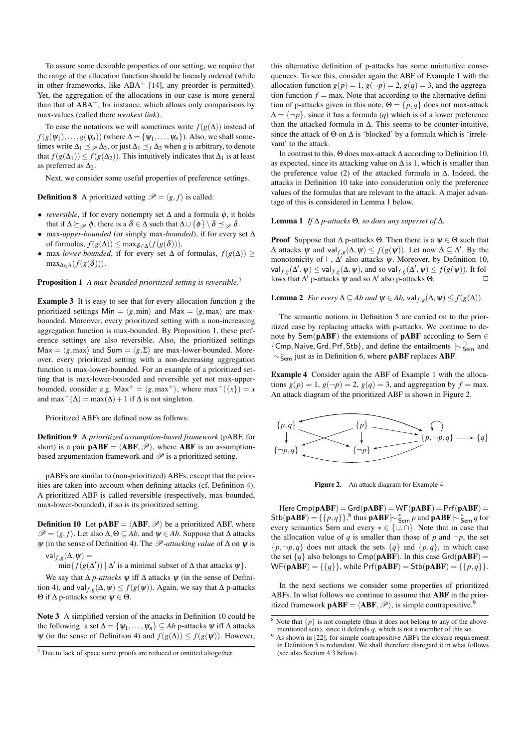To assure some desirable properties of our setting, we require that the range of the allocation function should be linearly ordered (while in other frameworks, like ABA$^+$ [14], any preorder is permitted). Yet, the aggregation of the allocations in our case is more general than that of ABA$^+$, for instance, which allows only comparisons by max-values (called there *weakest link*).

To ease the notations we will sometimes write $f(g(\Delta))$ instead of $f(g(\psi_1),\ldots,g(\psi_n))$ (where $\Delta = \{\psi_1,\ldots,\psi_n\}$). Also, we shall sometimes write $\Delta_1 \preceq_{\mathscr{P}} \Delta_2$, or just $\Delta_1 \preceq_f \Delta_2$ when $g$ is arbitrary, to denote that $f(g(\Delta_1)) \leq f(g(\Delta_2))$. This intuitively indicates that $\Delta_1$ is at least as preferred as $\Delta_2$.

Next, we consider some useful properties of preference settings.

**Definition 8** A prioritized setting $\mathscr{P} = \langle g, f\rangle$ is called:

- *reversible*, if for every nonempty set $\Delta$ and a formula $\phi$, it holds that if $\Delta \succeq_{\mathscr{P}} \phi$, there is a $\delta \in \Delta$ such that $\Delta \cup \{\phi\} \setminus \delta \preceq_{\mathscr{P}} \delta$.
- max-*upper-bounded* (or simply max-*bounded*), if for every set $\Delta$ of formulas, $f(g(\Delta)) \leq \max_{\delta\in\Delta}(f(g(\delta)))$,
- max-*lower-bounded*, if for every set $\Delta$ of formulas, $f(g(\Delta)) \geq \max_{\delta\in\Delta}(f(g(\delta)))$.

**Proposition 1** *A max-bounded prioritized setting is reversible.*[7]

**Example 3** It is easy to see that for every allocation function $g$ the prioritized settings $\mathsf{Min} = \langle g, \min\rangle$ and $\mathsf{Max} = \langle g, \max\rangle$ are max-bounded. Moreover, every prioritized setting with a non-increasing aggregation function is max-bounded. By Proposition 1, these preference settings are also reversible. Also, the prioritized settings $\mathsf{Max} = \langle g, \max\rangle$ and $\mathsf{Sum} = \langle g, \Sigma\rangle$ are max-lower-bounded. Moreover, every prioritized setting with a non-decreasing aggregation function is max-lower-bounded. For an example of a prioritized setting that is max-lower-bounded and reversible yet not max-upper-bounded, consider e.g. $\mathsf{Max}^+ = \langle g, \max^+\rangle$, where $\max^+(\{x\}) = x$ and $\max^+(\Delta) = \max(\Delta) + 1$ if $\Delta$ is not singleton.

Prioritized ABFs are defined now as follows:

**Definition 9** A *prioritized assumption-based framework* (pABF, for short) is a pair $\mathbf{pABF} = \langle \mathbf{ABF}, \mathscr{P}\rangle$, where $\mathbf{ABF}$ is an assumption-based argumentation framework and $\mathscr{P}$ is a prioritized setting.

pABFs are similar to (non-prioritized) ABFs, except that the priorities are taken into account when defining attacks (cf. Definition 4). A prioritized ABF is called reversible (respectively, max-bounded, max-lower-bounded), if so is its prioritized setting.

**Definition 10** Let $\mathbf{pABF} = \langle \mathbf{ABF}, \mathscr{P}\rangle$ be a prioritized ABF, where $\mathscr{P} = \langle g, f\rangle$. Let also $\Delta, \Theta \subseteq Ab$, and $\psi \in Ab$. Suppose that $\Delta$ attacks $\psi$ (in the sense of Definition 4). The $\mathscr{P}$*-attacking value* of $\Delta$ on $\psi$ is

$$\mathsf{val}_{f,g}(\Delta,\psi) = \min\{f(g(\Delta')) \mid \Delta' \text{ is a minimal subset of } \Delta \text{ that attacks } \psi\}.$$

We say that $\Delta$ *p-attacks* $\psi$ iff $\Delta$ attacks $\psi$ (in the sense of Definition 4), and $\mathsf{val}_{f,g}(\Delta,\psi) \leq f(g(\psi))$. Again, we say that $\Delta$ p-attacks $\Theta$ if $\Delta$ p-attacks some $\psi \in \Theta$.

**Note 3** A simplified version of the attacks in Definition 10 could be the following: a set $\Delta = \{\psi_1,\ldots,\psi_n\} \subseteq Ab$ p-attacks $\psi$ iff $\Delta$ attacks $\psi$ (in the sense of Definition 4) and $f(g(\Delta)) \leq f(g(\psi))$. However, this alternative definition of p-attacks has some unintuitive consequences. To see this, consider again the ABF of Example 1 with the allocation function $g(p) = 1$, $g(\neg p) = 2$, $g(q) = 3$, and the aggregation function $f = \max$. Note that according to the alternative definition of p-attacks given in this note, $\Theta = \{p, q\}$ does not max-attack $\Delta = \{\neg p\}$, since it has a formula ($q$) which is of a lower preference than the attacked formula in $\Delta$. This seems to be counter-intuitive, since the attack of $\Theta$ on $\Delta$ is 'blocked' by a formula which is 'irrelevant' to the attack.

In contrast to this, $\Theta$ does max-attack $\Delta$ according to Definition 10, as expected, since its attacking value on $\Delta$ is 1, which is smaller than the preference value (2) of the attacked formula in $\Delta$. Indeed, the attacks in Definition 10 take into consideration only the preference values of the formulas that are relevant to the attack. A major advantage of this is considered in Lemma 1 below.

**Lemma 1** *If $\Delta$ p-attacks $\Theta$, so does any superset of $\Delta$.*

**Proof** Suppose that $\Delta$ p-attacks $\Theta$. Then there is a $\psi \in \Theta$ such that $\Delta$ attacks $\psi$ and $\mathsf{val}_{f,g}(\Delta,\psi) \leq f(g(\psi))$. Let now $\Delta \subseteq \Delta'$. By the monotonicity of $\vdash$, $\Delta'$ also attacks $\psi$. Moreover, by Definition 10, $\mathsf{val}_{f,g}(\Delta',\psi) \leq \mathsf{val}_{f,g}(\Delta,\psi)$, and so $\mathsf{val}_{f,g}(\Delta',\psi) \leq f(g(\psi))$. It follows that $\Delta'$ p-attacks $\psi$ and so $\Delta'$ also p-attacks $\Theta$. $\square$

**Lemma 2** *For every $\Delta \subseteq Ab$ and $\psi \in Ab$, $\mathsf{val}_{f,g}(\Delta,\psi) \leq f(g(\Delta))$.*

The semantic notions in Definition 5 are carried on to the prioritized case by replacing attacks with p-attacks. We continue to denote by $\mathsf{Sem}(\mathbf{pABF})$ the extensions of $\mathbf{pABF}$ according to $\mathsf{Sem} \in \{\mathsf{Cmp}, \mathsf{Naive}, \mathsf{Grd}, \mathsf{Prf}, \mathsf{Stb}\}$, and define the entailments $\mid\!\sim^{\cap}_{\mathsf{Sem}}$ and $\mid\!\sim^{\cup}_{\mathsf{Sem}}$ just as in Definition 6, where $\mathbf{pABF}$ replaces $\mathbf{ABF}$.

**Example 4** Consider again the ABF of Example 1 with the allocations $g(p) = 1$, $g(\neg p) = 2$, $g(q) = 3$, and aggregation by $f = \max$. An attack diagram of the prioritized ABF is shown in Figure 2.

**Figure 2.** An attack diagram for Example 4

Here $\mathsf{Cmp}(\mathbf{pABF}) = \mathsf{Grd}(\mathbf{pABF}) = \mathsf{WF}(\mathbf{pABF}) = \mathsf{Prf}(\mathbf{pABF}) = \mathsf{Stb}(\mathbf{pABF}) = \{\{p, q\}\}$,[8] thus $\mathbf{pABF} \mid\!\sim^{*}_{\mathsf{Sem}} p$ and $\mathbf{pABF} \mid\!\sim^{*}_{\mathsf{Sem}} q$ for every semantics $\mathsf{Sem}$ and every $* \in \{\cup, \cap\}$. Note that in case that the allocation value of $q$ is smaller than those of $p$ and $\neg p$, the set $\{p, \neg p, q\}$ does not attack the sets $\{q\}$ and $\{p, q\}$, in which case the set $\{q\}$ also belongs to $\mathsf{Cmp}(\mathbf{pABF})$. In this case $\mathsf{Grd}(\mathbf{pABF}) = \mathsf{WF}(\mathbf{pABF}) = \{\{q\}\}$, while $\mathsf{Prf}(\mathbf{pABF}) = \mathsf{Stb}(\mathbf{pABF}) = \{\{p, q\}\}$.

In the next sections we consider some properties of prioritized ABFs. In what follows we continue to assume that $\mathbf{ABF}$ in the prioritized framework $\mathbf{pABF} = \langle \mathbf{ABF}, \mathscr{P}\rangle$, is simple contrapositive.[9]

---

[7] Due to lack of space some proofs are reduced or omitted altogether.

[8] Note that $\{p\}$ is not complete (thus it does not belong to any of the above-mentioned sets), since it defends $q$, which is not a member of this set.

[9] As shown in [22], for simple contrapositive ABFs the closure requirement in Definition 5 is redundant. We shall therefore disregard it in what follows (see also Section 4.3 below).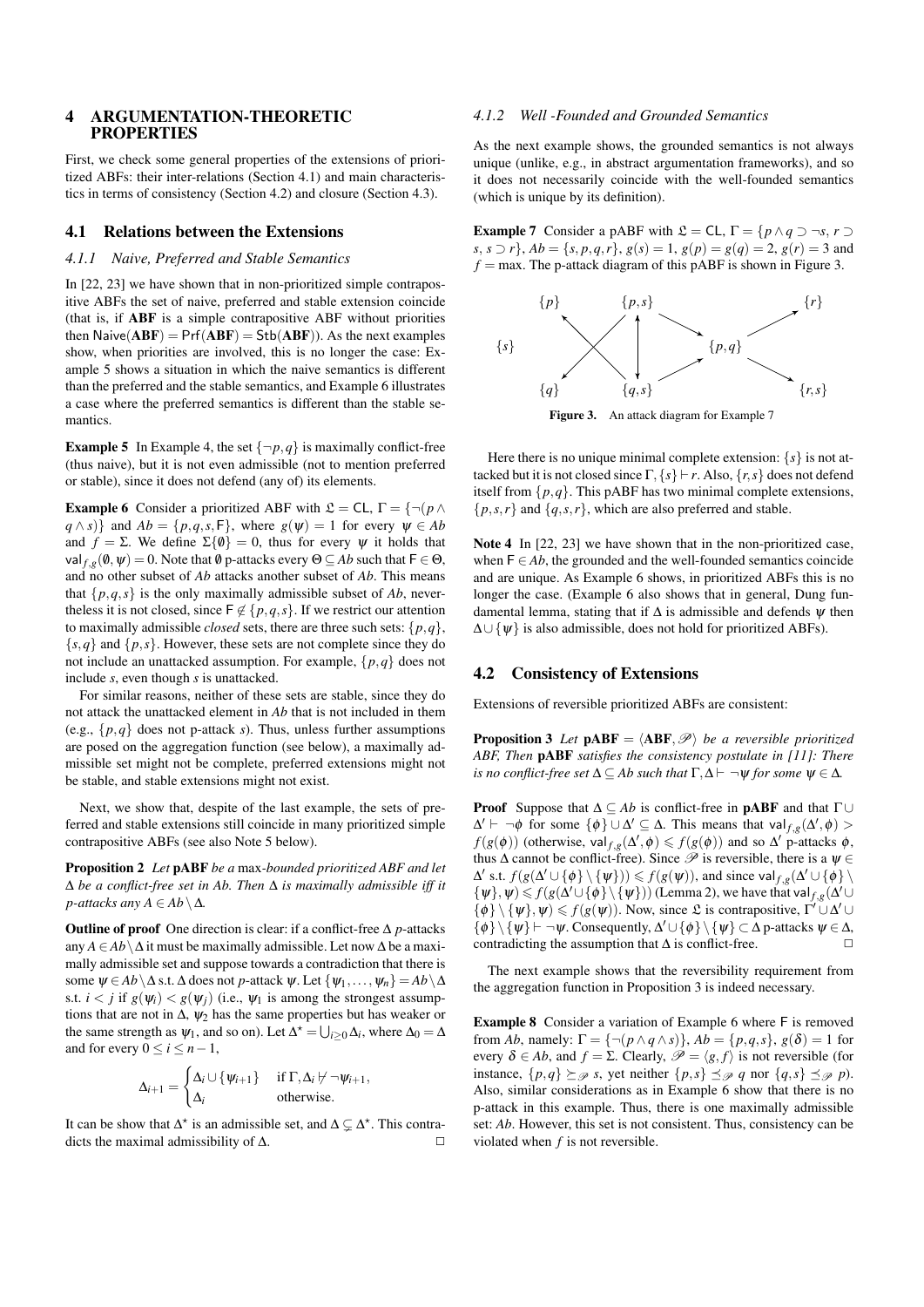## 4 ARGUMENTATION-THEORETIC PROPERTIES

First, we check some general properties of the extensions of prioritized ABFs: their inter-relations (Section 4.1) and main characteristics in terms of consistency (Section 4.2) and closure (Section 4.3).

### 4.1 Relations between the Extensions

#### 4.1.1 Naive, Preferred and Stable Semantics

In [22, 23] we have shown that in non-prioritized simple contrapositive ABFs the set of naive, preferred and stable extension coincide (that is, if **ABF** is a simple contrapositive ABF without priorities then $\mathsf{Naive}(\mathbf{ABF}) = \mathsf{Prf}(\mathbf{ABF}) = \mathsf{Stb}(\mathbf{ABF})$). As the next examples show, when priorities are involved, this is no longer the case: Example 5 shows a situation in which the naive semantics is different than the preferred and the stable semantics, and Example 6 illustrates a case where the preferred semantics is different than the stable semantics.

**Example 5** In Example 4, the set $\{\neg p, q\}$ is maximally conflict-free (thus naive), but it is not even admissible (not to mention preferred or stable), since it does not defend (any of) its elements.

**Example 6** Consider a prioritized ABF with $\mathfrak{L} = \mathsf{CL}$, $\Gamma = \{\neg(p \wedge q \wedge s)\}$ and $Ab = \{p, q, s, \mathsf{F}\}$, where $g(\psi) = 1$ for every $\psi \in Ab$ and $f = \Sigma$. We define $\Sigma\{\emptyset\} = 0$, thus for every $\psi$ it holds that $\mathsf{val}_{f,g}(\emptyset, \psi) = 0$. Note that $\emptyset$ p-attacks every $\Theta \subseteq Ab$ such that $\mathsf{F} \in \Theta$, and no other subset of $Ab$ attacks another subset of $Ab$. This means that $\{p, q, s\}$ is the only maximally admissible subset of $Ab$, nevertheless it is not closed, since $\mathsf{F} \notin \{p, q, s\}$. If we restrict our attention to maximally admissible *closed* sets, there are three such sets: $\{p, q\}$, $\{s, q\}$ and $\{p, s\}$. However, these sets are not complete since they do not include an unattacked assumption. For example, $\{p, q\}$ does not include $s$, even though $s$ is unattacked.

For similar reasons, neither of these sets are stable, since they do not attack the unattacked element in $Ab$ that is not included in them (e.g., $\{p, q\}$ does not p-attack $s$). Thus, unless further assumptions are posed on the aggregation function (see below), a maximally admissible set might not be complete, preferred extensions might not be stable, and stable extensions might not exist.

Next, we show that, despite of the last example, the sets of preferred and stable extensions still coincide in many prioritized simple contrapositive ABFs (see also Note 5 below).

**Proposition 2** *Let* **pABF** *be a* max*-bounded prioritized ABF and let $\Delta$ be a conflict-free set in Ab. Then $\Delta$ is maximally admissible iff it p-attacks any $A \in Ab \setminus \Delta$.*

**Outline of proof** One direction is clear: if a conflict-free $\Delta$ *p*-attacks any $A \in Ab \setminus \Delta$ it must be maximally admissible. Let now $\Delta$ be a maximally admissible set and suppose towards a contradiction that there is some $\psi \in Ab \setminus \Delta$ s.t. $\Delta$ does not *p*-attack $\psi$. Let $\{\psi_1, \ldots, \psi_n\} = Ab \setminus \Delta$ s.t. $i < j$ if $g(\psi_i) < g(\psi_j)$ (i.e., $\psi_1$ is among the strongest assumptions that are not in $\Delta$, $\psi_2$ has the same properties but has weaker or the same strength as $\psi_1$, and so on). Let $\Delta^\star = \bigcup_{i \geq 0} \Delta_i$, where $\Delta_0 = \Delta$ and for every $0 \leq i \leq n-1$,

$$\Delta_{i+1} = \begin{cases} \Delta_i \cup \{\psi_{i+1}\} & \text{if } \Gamma, \Delta_i \not\vdash \neg\psi_{i+1}, \\ \Delta_i & \text{otherwise.} \end{cases}$$

It can be show that $\Delta^\star$ is an admissible set, and $\Delta \subsetneq \Delta^\star$. This contradicts the maximal admissibility of $\Delta$. $\Box$

#### 4.1.2 Well -Founded and Grounded Semantics

As the next example shows, the grounded semantics is not always unique (unlike, e.g., in abstract argumentation frameworks), and so it does not necessarily coincide with the well-founded semantics (which is unique by its definition).

**Example 7** Consider a pABF with $\mathfrak{L} = \mathsf{CL}$, $\Gamma = \{p \wedge q \supset \neg s,\ r \supset s,\ s \supset r\}$, $Ab = \{s, p, q, r\}$, $g(s) = 1$, $g(p) = g(q) = 2$, $g(r) = 3$ and $f = \max$. The p-attack diagram of this pABF is shown in Figure 3.

**Figure 3.** An attack diagram for Example 7

Here there is no unique minimal complete extension: $\{s\}$ is not attacked but it is not closed since $\Gamma, \{s\} \vdash r$. Also, $\{r, s\}$ does not defend itself from $\{p, q\}$. This pABF has two minimal complete extensions, $\{p, s, r\}$ and $\{q, s, r\}$, which are also preferred and stable.

**Note 4** In [22, 23] we have shown that in the non-prioritized case, when $\mathsf{F} \in Ab$, the grounded and the well-founded semantics coincide and are unique. As Example 6 shows, in prioritized ABFs this is no longer the case. (Example 6 also shows that in general, Dung fundamental lemma, stating that if $\Delta$ is admissible and defends $\psi$ then $\Delta \cup \{\psi\}$ is also admissible, does not hold for prioritized ABFs).

### 4.2 Consistency of Extensions

Extensions of reversible prioritized ABFs are consistent:

**Proposition 3** *Let $\mathbf{pABF} = \langle \mathbf{ABF}, \mathscr{P} \rangle$ be a reversible prioritized ABF, Then* **pABF** *satisfies the consistency postulate in [11]: There is no conflict-free set $\Delta \subseteq Ab$ such that $\Gamma, \Delta \vdash \neg\psi$ for some $\psi \in \Delta$.*

**Proof** Suppose that $\Delta \subseteq Ab$ is conflict-free in **pABF** and that $\Gamma \cup \Delta' \vdash \neg\phi$ for some $\{\phi\} \cup \Delta' \subseteq \Delta$. This means that $\mathsf{val}_{f,g}(\Delta', \phi) > f(g(\phi))$ (otherwise, $\mathsf{val}_{f,g}(\Delta', \phi) \leqslant f(g(\phi))$ and so $\Delta'$ p-attacks $\phi$, thus $\Delta$ cannot be conflict-free). Since $\mathscr{P}$ is reversible, there is a $\psi \in \Delta'$ s.t. $f(g(\Delta' \cup \{\phi\} \setminus \{\psi\})) \leqslant f(g(\psi))$, and since $\mathsf{val}_{f,g}(\Delta' \cup \{\phi\} \setminus \{\psi\}, \psi) \leqslant f(g(\Delta' \cup \{\phi\} \setminus \{\psi\}))$ (Lemma 2), we have that $\mathsf{val}_{f,g}(\Delta' \cup \{\phi\} \setminus \{\psi\}, \psi) \leqslant f(g(\psi))$. Now, since $\mathfrak{L}$ is contrapositive, $\Gamma \cup \Delta' \cup \{\phi\} \setminus \{\psi\} \vdash \neg\psi$. Consequently, $\Delta' \cup \{\phi\} \setminus \{\psi\} \subset \Delta$ p-attacks $\psi \in \Delta$, contradicting the assumption that $\Delta$ is conflict-free. $\Box$

The next example shows that the reversibility requirement from the aggregation function in Proposition 3 is indeed necessary.

**Example 8** Consider a variation of Example 6 where $\mathsf{F}$ is removed from $Ab$, namely: $\Gamma = \{\neg(p \wedge q \wedge s)\}$, $Ab = \{p, q, s\}$, $g(\delta) = 1$ for every $\delta \in Ab$, and $f = \Sigma$. Clearly, $\mathscr{P} = \langle g, f \rangle$ is not reversible (for instance, $\{p, q\} \succeq_{\mathscr{P}} s$, yet neither $\{p, s\} \preceq_{\mathscr{P}} q$ nor $\{q, s\} \preceq_{\mathscr{P}} p$). Also, similar considerations as in Example 6 show that there is no p-attack in this example. Thus, there is one maximally admissible set: $Ab$. However, this set is not consistent. Thus, consistency can be violated when $f$ is not reversible.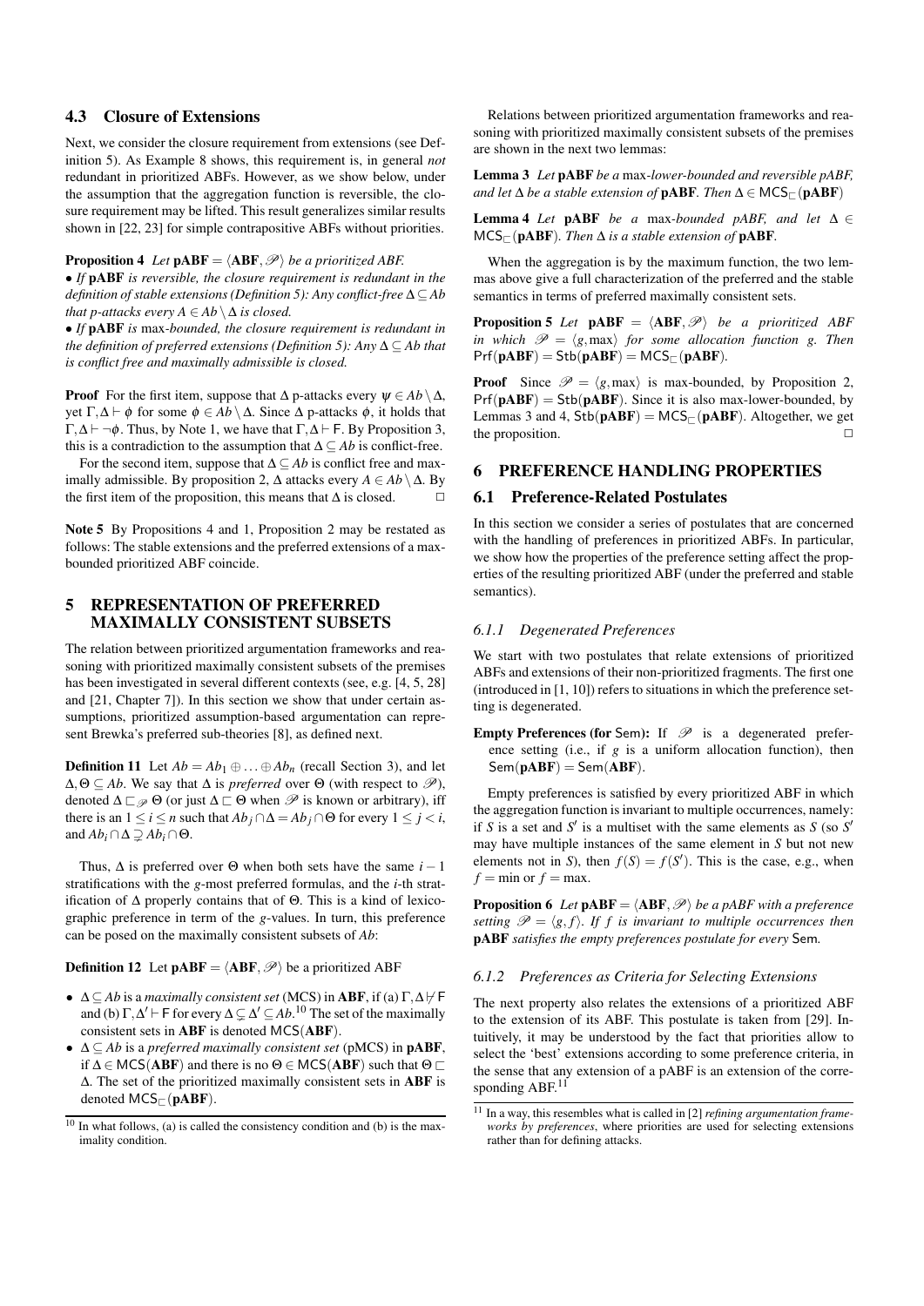### 4.3 Closure of Extensions

Next, we consider the closure requirement from extensions (see Definition 5). As Example 8 shows, this requirement is, in general *not* redundant in prioritized ABFs. However, as we show below, under the assumption that the aggregation function is reversible, the closure requirement may be lifted. This result generalizes similar results shown in [22, 23] for simple contrapositive ABFs without priorities.

**Proposition 4** *Let* $\mathbf{pABF} = \langle \mathbf{ABF}, \mathscr{P} \rangle$ *be a prioritized ABF.*

- *If* **pABF** *is reversible, the closure requirement is redundant in the definition of stable extensions (Definition 5): Any conflict-free* $\Delta \subseteq Ab$ *that p-attacks every* $A \in Ab \setminus \Delta$ *is closed.*
- *If* **pABF** *is* max*-bounded, the closure requirement is redundant in the definition of preferred extensions (Definition 5): Any* $\Delta \subseteq Ab$ *that is conflict free and maximally admissible is closed.*

**Proof** For the first item, suppose that $\Delta$ p-attacks every $\psi \in Ab \setminus \Delta$, yet $\Gamma, \Delta \vdash \phi$ for some $\phi \in Ab \setminus \Delta$. Since $\Delta$ p-attacks $\phi$, it holds that $\Gamma, \Delta \vdash \neg\phi$. Thus, by Note 1, we have that $\Gamma, \Delta \vdash \mathsf{F}$. By Proposition 3, this is a contradiction to the assumption that $\Delta \subseteq Ab$ is conflict-free.

For the second item, suppose that $\Delta \subseteq Ab$ is conflict free and maximally admissible. By proposition 2, $\Delta$ attacks every $A \in Ab \setminus \Delta$. By the first item of the proposition, this means that $\Delta$ is closed. ☐

**Note 5** By Propositions 4 and 1, Proposition 2 may be restated as follows: The stable extensions and the preferred extensions of a max-bounded prioritized ABF coincide.

## 5 REPRESENTATION OF PREFERRED MAXIMALLY CONSISTENT SUBSETS

The relation between prioritized argumentation frameworks and reasoning with prioritized maximally consistent subsets of the premises has been investigated in several different contexts (see, e.g. [4, 5, 28] and [21, Chapter 7]). In this section we show that under certain assumptions, prioritized assumption-based argumentation can represent Brewka's preferred sub-theories [8], as defined next.

**Definition 11** Let $Ab = Ab_1 \oplus \ldots \oplus Ab_n$ (recall Section 3), and let $\Delta, \Theta \subseteq Ab$. We say that $\Delta$ is *preferred* over $\Theta$ (with respect to $\mathscr{P}$), denoted $\Delta \sqsubset_{\mathscr{P}} \Theta$ (or just $\Delta \sqsubset \Theta$ when $\mathscr{P}$ is known or arbitrary), iff there is an $1 \leq i \leq n$ such that $Ab_j \cap \Delta = Ab_j \cap \Theta$ for every $1 \leq j < i$, and $Ab_i \cap \Delta \supsetneq Ab_i \cap \Theta$.

Thus, $\Delta$ is preferred over $\Theta$ when both sets have the same $i-1$ stratifications with the $g$-most preferred formulas, and the $i$-th stratification of $\Delta$ properly contains that of $\Theta$. This is a kind of lexicographic preference in term of the $g$-values. In turn, this preference can be posed on the maximally consistent subsets of $Ab$:

**Definition 12** Let $\mathbf{pABF} = \langle \mathbf{ABF}, \mathscr{P} \rangle$ be a prioritized ABF

- $\Delta \subseteq Ab$ is a *maximally consistent set* (MCS) in **ABF**, if (a) $\Gamma, \Delta \not\vdash \mathsf{F}$ and (b) $\Gamma, \Delta' \vdash \mathsf{F}$ for every $\Delta \subsetneq \Delta' \subseteq Ab$.[10] The set of the maximally consistent sets in **ABF** is denoted $\mathsf{MCS}(\mathbf{ABF})$.
- $\Delta \subseteq Ab$ is a *preferred maximally consistent set* (pMCS) in **pABF**, if $\Delta \in \mathsf{MCS}(\mathbf{ABF})$ and there is no $\Theta \in \mathsf{MCS}(\mathbf{ABF})$ such that $\Theta \sqsubset \Delta$. The set of the prioritized maximally consistent sets in **ABF** is denoted $\mathsf{MCS}_{\sqsubset}(\mathbf{pABF})$.

[10] In what follows, (a) is called the consistency condition and (b) is the maximality condition.

Relations between prioritized argumentation frameworks and reasoning with prioritized maximally consistent subsets of the premises are shown in the next two lemmas:

**Lemma 3** *Let* **pABF** *be a* max*-lower-bounded and reversible pABF, and let* $\Delta$ *be a stable extension of* **pABF***. Then* $\Delta \in \mathsf{MCS}_{\sqsubset}(\mathbf{pABF})$

**Lemma 4** *Let* **pABF** *be a* max*-bounded pABF, and let* $\Delta \in \mathsf{MCS}_{\sqsubset}(\mathbf{pABF})$*. Then* $\Delta$ *is a stable extension of* **pABF***.*

When the aggregation is by the maximum function, the two lemmas above give a full characterization of the preferred and the stable semantics in terms of preferred maximally consistent sets.

**Proposition 5** *Let* $\mathbf{pABF} = \langle \mathbf{ABF}, \mathscr{P} \rangle$ *be a prioritized ABF in which* $\mathscr{P} = \langle g, \max \rangle$ *for some allocation function g. Then* $\mathsf{Prf}(\mathbf{pABF}) = \mathsf{Stb}(\mathbf{pABF}) = \mathsf{MCS}_{\sqsubset}(\mathbf{pABF})$*.*

**Proof** Since $\mathscr{P} = \langle g, \max \rangle$ is max-bounded, by Proposition 2, $\mathsf{Prf}(\mathbf{pABF}) = \mathsf{Stb}(\mathbf{pABF})$. Since it is also max-lower-bounded, by Lemmas 3 and 4, $\mathsf{Stb}(\mathbf{pABF}) = \mathsf{MCS}_{\sqsubset}(\mathbf{pABF})$. Altogether, we get the proposition. ☐

## 6 PREFERENCE HANDLING PROPERTIES

### 6.1 Preference-Related Postulates

In this section we consider a series of postulates that are concerned with the handling of preferences in prioritized ABFs. In particular, we show how the properties of the preference setting affect the properties of the resulting prioritized ABF (under the preferred and stable semantics).

#### 6.1.1 Degenerated Preferences

We start with two postulates that relate extensions of prioritized ABFs and extensions of their non-prioritized fragments. The first one (introduced in [1, 10]) refers to situations in which the preference setting is degenerated.

**Empty Preferences (for** Sem**):** If $\mathscr{P}$ is a degenerated preference setting (i.e., if $g$ is a uniform allocation function), then $\mathsf{Sem}(\mathbf{pABF}) = \mathsf{Sem}(\mathbf{ABF})$.

Empty preferences is satisfied by every prioritized ABF in which the aggregation function is invariant to multiple occurrences, namely: if $S$ is a set and $S'$ is a multiset with the same elements as $S$ (so $S'$ may have multiple instances of the same element in $S$ but not new elements not in $S$), then $f(S) = f(S')$. This is the case, e.g., when $f = \min$ or $f = \max$.

**Proposition 6** *Let* $\mathbf{pABF} = \langle \mathbf{ABF}, \mathscr{P} \rangle$ *be a pABF with a preference setting* $\mathscr{P} = \langle g, f \rangle$*. If f is invariant to multiple occurrences then* **pABF** *satisfies the empty preferences postulate for every* Sem*.*

#### 6.1.2 Preferences as Criteria for Selecting Extensions

The next property also relates the extensions of a prioritized ABF to the extension of its ABF. This postulate is taken from [29]. Intuitively, it may be understood by the fact that priorities allow to select the 'best' extensions according to some preference criteria, in the sense that any extension of a pABF is an extension of the corresponding ABF.[11]

[11] In a way, this resembles what is called in [2] *refining argumentation frameworks by preferences*, where priorities are used for selecting extensions rather than for defining attacks.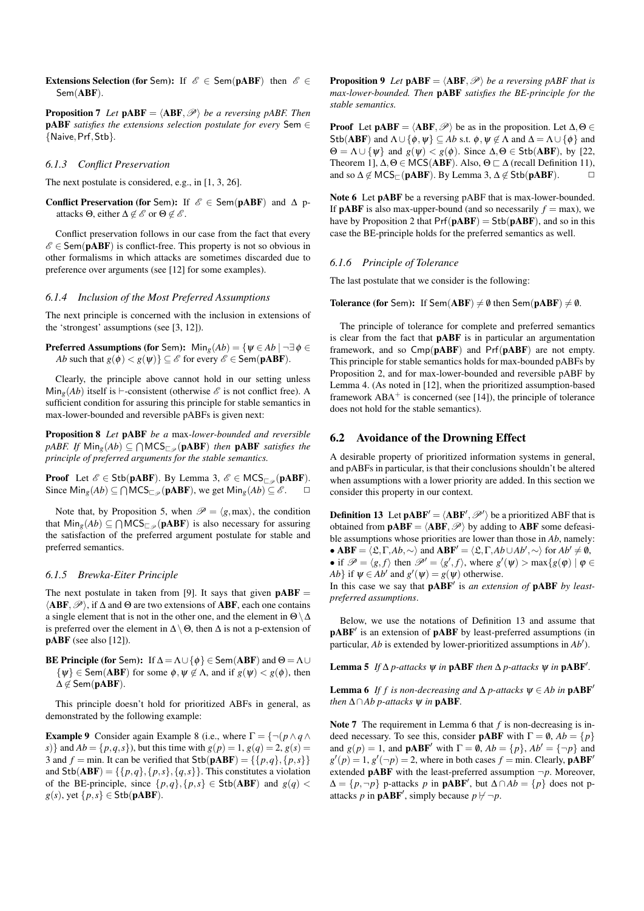**Extensions Selection (for Sem):** If $\mathscr{E} \in \mathsf{Sem}(\mathbf{pABF})$ then $\mathscr{E} \in \mathsf{Sem}(\mathbf{ABF})$.

**Proposition 7** *Let* $\mathbf{pABF} = \langle \mathbf{ABF}, \mathscr{P} \rangle$ *be a reversing pABF. Then* **pABF** *satisfies the extensions selection postulate for every* $\mathsf{Sem} \in \{\mathsf{Naive}, \mathsf{Prf}, \mathsf{Stb}\}$.

### 6.1.3 Conflict Preservation

The next postulate is considered, e.g., in [1, 3, 26].

**Conflict Preservation (for Sem):** If $\mathscr{E} \in \mathsf{Sem}(\mathbf{pABF})$ and $\Delta$ p-attacks $\Theta$, either $\Delta \notin \mathscr{E}$ or $\Theta \notin \mathscr{E}$.

Conflict preservation follows in our case from the fact that every $\mathscr{E} \in \mathsf{Sem}(\mathbf{pABF})$ is conflict-free. This property is not so obvious in other formalisms in which attacks are sometimes discarded due to preference over arguments (see [12] for some examples).

### 6.1.4 Inclusion of the Most Preferred Assumptions

The next principle is concerned with the inclusion in extensions of the 'strongest' assumptions (see [3, 12]).

**Preferred Assumptions (for Sem):** $\mathsf{Min}_g(Ab) = \{\psi \in Ab \mid \neg\exists\, \phi \in Ab$ such that $g(\phi) < g(\psi)\} \subseteq \mathscr{E}$ for every $\mathscr{E} \in \mathsf{Sem}(\mathbf{pABF})$.

Clearly, the principle above cannot hold in our setting unless $\mathsf{Min}_g(Ab)$ itself is $\vdash$-consistent (otherwise $\mathscr{E}$ is not conflict free). A sufficient condition for assuring this principle for stable semantics in max-lower-bounded and reversible pABFs is given next:

**Proposition 8** *Let* **pABF** *be a* max*-lower-bounded and reversible pABF. If* $\mathsf{Min}_g(Ab) \subseteq \bigcap \mathsf{MCS}_{\sqsubset_{\mathscr{P}}}(\mathbf{pABF})$ *then* **pABF** *satisfies the principle of preferred arguments for the stable semantics.*

**Proof** Let $\mathscr{E} \in \mathsf{Stb}(\mathbf{pABF})$. By Lemma 3, $\mathscr{E} \in \mathsf{MCS}_{\sqsubset_{\mathscr{P}}}(\mathbf{pABF})$. Since $\mathsf{Min}_g(Ab) \subseteq \bigcap \mathsf{MCS}_{\sqsubset_{\mathscr{P}}}(\mathbf{pABF})$, we get $\mathsf{Min}_g(Ab) \subseteq \mathscr{E}$. $\square$

Note that, by Proposition 5, when $\mathscr{P} = \langle g, \max\rangle$, the condition that $\mathsf{Min}_g(Ab) \subseteq \bigcap \mathsf{MCS}_{\sqsubset_{\mathscr{P}}}(\mathbf{pABF})$ is also necessary for assuring the satisfaction of the preferred argument postulate for stable and preferred semantics.

### 6.1.5 Brewka-Eiter Principle

The next postulate in taken from [9]. It says that given $\mathbf{pABF} = \langle \mathbf{ABF}, \mathscr{P} \rangle$, if $\Delta$ and $\Theta$ are two extensions of **ABF**, each one contains a single element that is not in the other one, and the element in $\Theta \setminus \Delta$ is preferred over the element in $\Delta \setminus \Theta$, then $\Delta$ is not a p-extension of **pABF** (see also [12]).

**BE Principle (for Sem):** If $\Delta = \Lambda \cup \{\phi\} \in \mathsf{Sem}(\mathbf{ABF})$ and $\Theta = \Lambda \cup \{\psi\} \in \mathsf{Sem}(\mathbf{ABF})$ for some $\phi, \psi \notin \Lambda$, and if $g(\psi) < g(\phi)$, then $\Delta \notin \mathsf{Sem}(\mathbf{pABF})$.

This principle doesn't hold for prioritized ABFs in general, as demonstrated by the following example:

**Example 9** Consider again Example 8 (i.e., where $\Gamma = \{\neg(p \wedge q \wedge s)\}$ and $Ab = \{p, q, s\}$), but this time with $g(p) = 1$, $g(q) = 2$, $g(s) = 3$ and $f = \min$. It can be verified that $\mathsf{Stb}(\mathbf{pABF}) = \{\{p, q\}, \{p, s\}\}$ and $\mathsf{Stb}(\mathbf{ABF}) = \{\{p, q\}, \{p, s\}, \{q, s\}\}$. This constitutes a violation of the BE-principle, since $\{p, q\}, \{p, s\} \in \mathsf{Stb}(\mathbf{ABF})$ and $g(q) < g(s)$, yet $\{p, s\} \in \mathsf{Stb}(\mathbf{pABF})$.

**Proposition 9** *Let* $\mathbf{pABF} = \langle \mathbf{ABF}, \mathscr{P} \rangle$ *be a reversing pABF that is max-lower-bounded. Then* **pABF** *satisfies the BE-principle for the stable semantics.*

**Proof** Let $\mathbf{pABF} = \langle \mathbf{ABF}, \mathscr{P} \rangle$ be as in the proposition. Let $\Delta, \Theta \in \mathsf{Stb}(\mathbf{ABF})$ and $\Lambda \cup \{\phi, \psi\} \subseteq Ab$ s.t. $\phi, \psi \notin \Lambda$ and $\Delta = \Lambda \cup \{\phi\}$ and $\Theta = \Lambda \cup \{\psi\}$ and $g(\psi) < g(\phi)$. Since $\Delta, \Theta \in \mathsf{Stb}(\mathbf{ABF})$, by [22, Theorem 1], $\Delta, \Theta \in \mathsf{MCS}(\mathbf{ABF})$. Also, $\Theta \sqsubset \Delta$ (recall Definition 11), and so $\Delta \notin \mathsf{MCS}_{\sqsubset}(\mathbf{pABF})$. By Lemma 3, $\Delta \notin \mathsf{Stb}(\mathbf{pABF})$. $\square$

**Note 6** Let **pABF** be a reversing pABF that is max-lower-bounded. If **pABF** is also max-upper-bound (and so necessarily $f = \max$), we have by Proposition 2 that $\mathsf{Prf}(\mathbf{pABF}) = \mathsf{Stb}(\mathbf{pABF})$, and so in this case the BE-principle holds for the preferred semantics as well.

### 6.1.6 Principle of Tolerance

The last postulate that we consider is the following:

**Tolerance (for Sem):** If $\mathsf{Sem}(\mathbf{ABF}) \neq \emptyset$ then $\mathsf{Sem}(\mathbf{pABF}) \neq \emptyset$.

The principle of tolerance for complete and preferred semantics is clear from the fact that **pABF** is in particular an argumentation framework, and so $\mathsf{Cmp}(\mathbf{pABF})$ and $\mathsf{Prf}(\mathbf{pABF})$ are not empty. This principle for stable semantics holds for max-bounded pABFs by Proposition 2, and for max-lower-bounded and reversible pABF by Lemma 4. (As noted in [12], when the prioritized assumption-based framework $\mathrm{ABA}^{+}$ is concerned (see [14]), the principle of tolerance does not hold for the stable semantics).

## 6.2 Avoidance of the Drowning Effect

A desirable property of prioritized information systems in general, and pABFs in particular, is that their conclusions shouldn't be altered when assumptions with a lower priority are added. In this section we consider this property in our context.

**Definition 13** Let $\mathbf{pABF}' = \langle \mathbf{ABF}', \mathscr{P}' \rangle$ be a prioritized ABF that is obtained from $\mathbf{pABF} = \langle \mathbf{ABF}, \mathscr{P} \rangle$ by adding to **ABF** some defeasible assumptions whose priorities are lower than those in $Ab$, namely:

- $\mathbf{ABF} = \langle \mathfrak{L}, \Gamma, Ab, \sim \rangle$ and $\mathbf{ABF}' = \langle \mathfrak{L}, \Gamma, Ab \cup Ab', \sim \rangle$ for $Ab' \neq \emptyset$,
- if $\mathscr{P} = \langle g, f \rangle$ then $\mathscr{P}' = \langle g', f \rangle$, where $g'(\psi) > \max\{g(\varphi) \mid \varphi \in Ab\}$ if $\psi \in Ab'$ and $g'(\psi) = g(\psi)$ otherwise.

In this case we say that $\mathbf{pABF}'$ is *an extension of* **pABF** *by least-preferred assumptions*.

Below, we use the notations of Definition 13 and assume that $\mathbf{pABF}'$ is an extension of **pABF** by least-preferred assumptions (in particular, $Ab$ is extended by lower-prioritized assumptions in $Ab'$).

**Lemma 5** *If* $\Delta$ *p-attacks* $\psi$ *in* **pABF** *then* $\Delta$ *p-attacks* $\psi$ *in* $\mathbf{pABF}'$.

**Lemma 6** *If* $f$ *is non-decreasing and* $\Delta$ *p-attacks* $\psi \in Ab$ *in* $\mathbf{pABF}'$ *then* $\Delta \cap Ab$ *p-attacks* $\psi$ *in* **pABF**.

**Note 7** The requirement in Lemma 6 that $f$ is non-decreasing is indeed necessary. To see this, consider **pABF** with $\Gamma = \emptyset$, $Ab = \{p\}$ and $g(p) = 1$, and $\mathbf{pABF}'$ with $\Gamma = \emptyset$, $Ab = \{p\}$, $Ab' = \{\neg p\}$ and $g'(p) = 1$, $g'(\neg p) = 2$, where in both cases $f = \min$. Clearly, $\mathbf{pABF}'$ extended **pABF** with the least-preferred assumption $\neg p$. Moreover, $\Delta = \{p, \neg p\}$ p-attacks $p$ in $\mathbf{pABF}'$, but $\Delta \cap Ab = \{p\}$ does not p-attacks $p$ in $\mathbf{pABF}'$, simply because $p \not\vdash \neg p$.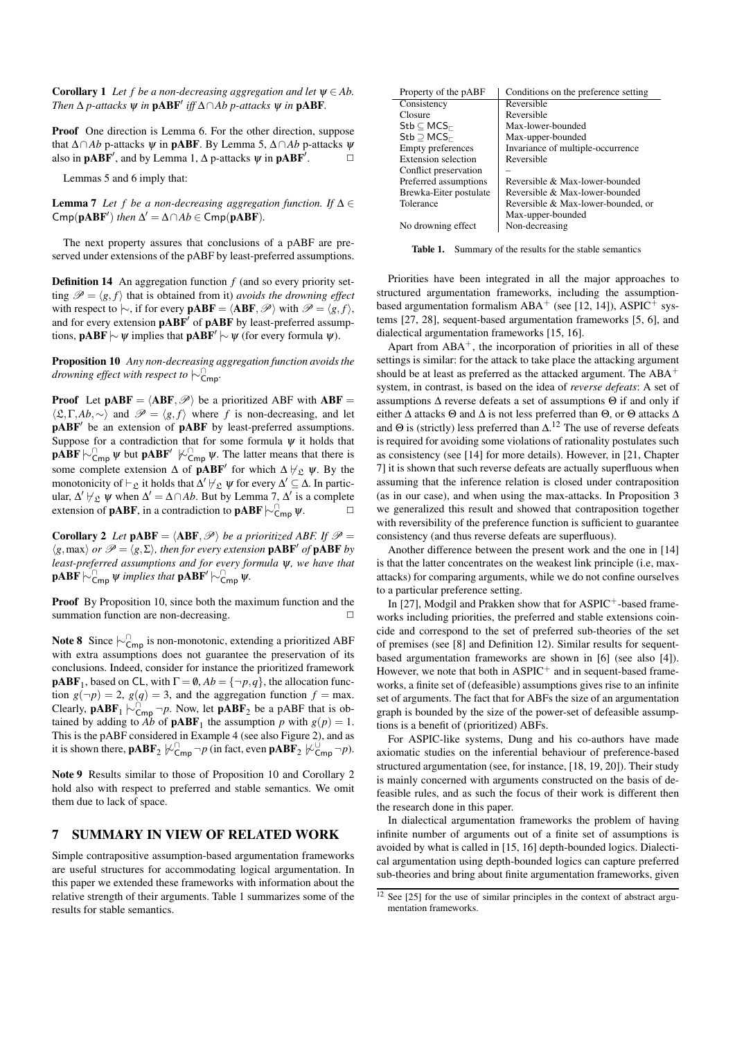**Corollary 1** *Let $f$ be a non-decreasing aggregation and let $\psi \in Ab$. Then $\Delta$ p-attacks $\psi$ in $\mathbf{pABF}'$ iff $\Delta \cap Ab$ p-attacks $\psi$ in $\mathbf{pABF}$.*

**Proof** One direction is Lemma 6. For the other direction, suppose that $\Delta \cap Ab$ p-attacks $\psi$ in $\mathbf{pABF}$. By Lemma 5, $\Delta \cap Ab$ p-attacks $\psi$ also in $\mathbf{pABF}'$, and by Lemma 1, $\Delta$ p-attacks $\psi$ in $\mathbf{pABF}'$. □

Lemmas 5 and 6 imply that:

**Lemma 7** *Let $f$ be a non-decreasing aggregation function. If $\Delta \in \mathsf{Cmp}(\mathbf{pABF}')$ then $\Delta' = \Delta \cap Ab \in \mathsf{Cmp}(\mathbf{pABF})$.*

The next property assures that conclusions of a pABF are preserved under extensions of the pABF by least-preferred assumptions.

**Definition 14** An aggregation function $f$ (and so every priority setting $\mathscr{P} = \langle g, f \rangle$ that is obtained from it) *avoids the drowning effect* with respect to $\mid\!\sim$, if for every $\mathbf{pABF} = \langle \mathbf{ABF}, \mathscr{P} \rangle$ with $\mathscr{P} = \langle g, f \rangle$, and for every extension $\mathbf{pABF}'$ of $\mathbf{pABF}$ by least-preferred assumptions, $\mathbf{pABF} \mid\!\sim \psi$ implies that $\mathbf{pABF}' \mid\!\sim \psi$ (for every formula $\psi$).

**Proposition 10** *Any non-decreasing aggregation function avoids the drowning effect with respect to $\mid\!\sim^{\cap}_{\mathsf{Cmp}}$.*

**Proof** Let $\mathbf{pABF} = \langle \mathbf{ABF}, \mathscr{P} \rangle$ be a prioritized ABF with $\mathbf{ABF} = \langle \mathfrak{L}, \Gamma, Ab, \sim \rangle$ and $\mathscr{P} = \langle g, f \rangle$ where $f$ is non-decreasing, and let $\mathbf{pABF}'$ be an extension of $\mathbf{pABF}$ by least-preferred assumptions. Suppose for a contradiction that for some formula $\psi$ it holds that $\mathbf{pABF} \mid\!\sim^{\cap}_{\mathsf{Cmp}} \psi$ but $\mathbf{pABF}' \not\mid\!\sim^{\cap}_{\mathsf{Cmp}} \psi$. The latter means that there is some complete extension $\Delta$ of $\mathbf{pABF}'$ for which $\Delta \not\vdash_{\mathfrak{L}} \psi$. By the monotonicity of $\vdash_{\mathfrak{L}}$ it holds that $\Delta' \not\vdash_{\mathfrak{L}} \psi$ for every $\Delta' \subseteq \Delta$. In particular, $\Delta' \not\vdash_{\mathfrak{L}} \psi$ when $\Delta' = \Delta \cap Ab$. But by Lemma 7, $\Delta'$ is a complete extension of $\mathbf{pABF}$, in a contradiction to $\mathbf{pABF} \mid\!\sim^{\cap}_{\mathsf{Cmp}} \psi$. □

**Corollary 2** *Let $\mathbf{pABF} = \langle \mathbf{ABF}, \mathscr{P} \rangle$ be a prioritized ABF. If $\mathscr{P} = \langle g, \max \rangle$ or $\mathscr{P} = \langle g, \Sigma \rangle$, then for every extension $\mathbf{pABF}'$ of $\mathbf{pABF}$ by least-preferred assumptions and for every formula $\psi$, we have that $\mathbf{pABF} \mid\!\sim^{\cap}_{\mathsf{Cmp}} \psi$ implies that $\mathbf{pABF}' \mid\!\sim^{\cap}_{\mathsf{Cmp}} \psi$.*

**Proof** By Proposition 10, since both the maximum function and the summation function are non-decreasing. □

**Note 8** Since $\mid\!\sim^{\cap}_{\mathsf{Cmp}}$ is non-monotonic, extending a prioritized ABF with extra assumptions does not guarantee the preservation of its conclusions. Indeed, consider for instance the prioritized framework $\mathbf{pABF}_1$, based on $\mathsf{CL}$, with $\Gamma = \emptyset$, $Ab = \{\neg p, q\}$, the allocation function $g(\neg p) = 2$, $g(q) = 3$, and the aggregation function $f = \max$. Clearly, $\mathbf{pABF}_1 \mid\!\sim^{\cap}_{\mathsf{Cmp}} \neg p$. Now, let $\mathbf{pABF}_2$ be a pABF that is obtained by adding to $Ab$ of $\mathbf{pABF}_1$ the assumption $p$ with $g(p) = 1$. This is the pABF considered in Example 4 (see also Figure 2), and as it is shown there, $\mathbf{pABF}_2 \not\mid\!\sim^{\cap}_{\mathsf{Cmp}} \neg p$ (in fact, even $\mathbf{pABF}_2 \not\mid\!\sim^{\cup}_{\mathsf{Cmp}} \neg p$).

**Note 9** Results similar to those of Proposition 10 and Corollary 2 hold also with respect to preferred and stable semantics. We omit them due to lack of space.

## 7 SUMMARY IN VIEW OF RELATED WORK

Simple contrapositive assumption-based argumentation frameworks are useful structures for accommodating logical argumentation. In this paper we extended these frameworks with information about the relative strength of their arguments. Table 1 summarizes some of the results for stable semantics.

| Property of the pABF | Conditions on the preference setting |
|---|---|
| Consistency | Reversible |
| Closure | Reversible |
| $\mathsf{Stb} \subseteq \mathsf{MCS}_{\sqsubset}$ | Max-lower-bounded |
| $\mathsf{Stb} \supseteq \mathsf{MCS}_{\sqsubset}$ | Max-upper-bounded |
| Empty preferences | Invariance of multiple-occurrence |
| Extension selection | Reversible |
| Conflict preservation | – |
| Preferred assumptions | Reversible & Max-lower-bounded |
| Brewka-Eiter postulate | Reversible & Max-lower-bounded |
| Tolerance | Reversible & Max-lower-bounded, or Max-upper-bounded |
| No drowning effect | Non-decreasing |

**Table 1.** Summary of the results for the stable semantics

Priorities have been integrated in all the major approaches to structured argumentation frameworks, including the assumption-based argumentation formalism $\text{ABA}^+$ (see [12, 14]), $\text{ASPIC}^+$ systems [27, 28], sequent-based argumentation frameworks [5, 6], and dialectical argumentation frameworks [15, 16].

Apart from $\text{ABA}^+$, the incorporation of priorities in all of these settings is similar: for the attack to take place the attacking argument should be at least as preferred as the attacked argument. The $\text{ABA}^+$ system, in contrast, is based on the idea of *reverse defeats*: A set of assumptions $\Delta$ reverse defeats a set of assumptions $\Theta$ if and only if either $\Delta$ attacks $\Theta$ and $\Delta$ is not less preferred than $\Theta$, or $\Theta$ attacks $\Delta$ and $\Theta$ is (strictly) less preferred than $\Delta$.[12] The use of reverse defeats is required for avoiding some violations of rationality postulates such as consistency (see [14] for more details). However, in [21, Chapter 7] it is shown that such reverse defeats are actually superfluous when assuming that the inference relation is closed under contraposition (as in our case), and when using the max-attacks. In Proposition 3 we generalized this result and showed that contraposition together with reversibility of the preference function is sufficient to guarantee consistency (and thus reverse defeats are superfluous).

Another difference between the present work and the one in [14] is that the latter concentrates on the weakest link principle (i.e, max-attacks) for comparing arguments, while we do not confine ourselves to a particular preference setting.

In [27], Modgil and Prakken show that for $\text{ASPIC}^+$-based frameworks including priorities, the preferred and stable extensions coincide and correspond to the set of preferred sub-theories of the set of premises (see [8] and Definition 12). Similar results for sequent-based argumentation frameworks are shown in [6] (see also [4]). However, we note that both in $\text{ASPIC}^+$ and in sequent-based frameworks, a finite set of (defeasible) assumptions gives rise to an infinite set of arguments. The fact that for ABFs the size of an argumentation graph is bounded by the size of the power-set of defeasible assumptions is a benefit of (prioritized) ABFs.

For ASPIC-like systems, Dung and his co-authors have made axiomatic studies on the inferential behaviour of preference-based structured argumentation (see, for instance, [18, 19, 20]). Their study is mainly concerned with arguments constructed on the basis of defeasible rules, and as such the focus of their work is different then the research done in this paper.

In dialectical argumentation frameworks the problem of having infinite number of arguments out of a finite set of assumptions is avoided by what is called in [15, 16] depth-bounded logics. Dialectical argumentation using depth-bounded logics can capture preferred sub-theories and bring about finite argumentation frameworks, given

[12] See [25] for the use of similar principles in the context of abstract argumentation frameworks.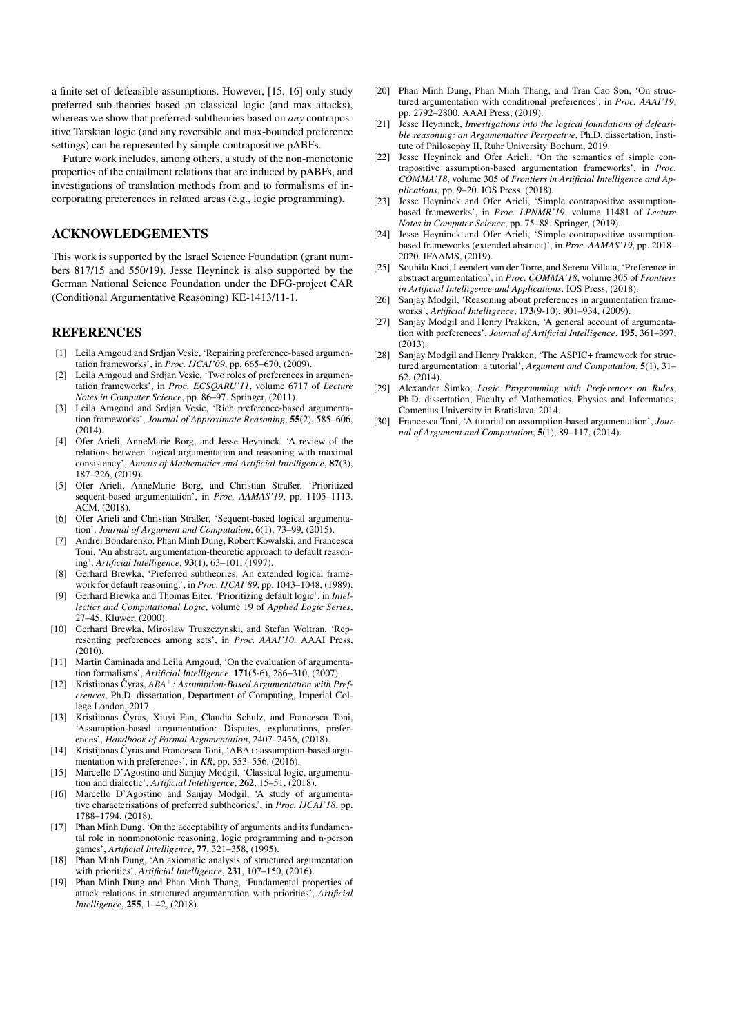a finite set of defeasible assumptions. However, [15, 16] only study preferred sub-theories based on classical logic (and max-attacks), whereas we show that preferred-subtheories based on *any* contrapositive Tarskian logic (and any reversible and max-bounded preference settings) can be represented by simple contrapositive pABFs.

Future work includes, among others, a study of the non-monotonic properties of the entailment relations that are induced by pABFs, and investigations of translation methods from and to formalisms of incorporating preferences in related areas (e.g., logic programming).

## ACKNOWLEDGEMENTS

This work is supported by the Israel Science Foundation (grant numbers 817/15 and 550/19). Jesse Heyninck is also supported by the German National Science Foundation under the DFG-project CAR (Conditional Argumentative Reasoning) KE-1413/11-1.

## REFERENCES

[1] Leila Amgoud and Srdjan Vesic, 'Repairing preference-based argumentation frameworks', in *Proc. IJCAI'09*, pp. 665–670, (2009).

[2] Leila Amgoud and Srdjan Vesic, 'Two roles of preferences in argumentation frameworks', in *Proc. ECSQARU'11*, volume 6717 of *Lecture Notes in Computer Science*, pp. 86–97. Springer, (2011).

[3] Leila Amgoud and Srdjan Vesic, 'Rich preference-based argumentation frameworks', *Journal of Approximate Reasoning*, **55**(2), 585–606, (2014).

[4] Ofer Arieli, AnneMarie Borg, and Jesse Heyninck, 'A review of the relations between logical argumentation and reasoning with maximal consistency', *Annals of Mathematics and Artificial Intelligence*, **87**(3), 187–226, (2019).

[5] Ofer Arieli, AnneMarie Borg, and Christian Straßer, 'Prioritized sequent-based argumentation', in *Proc. AAMAS'19*, pp. 1105–1113. ACM, (2018).

[6] Ofer Arieli and Christian Straßer, 'Sequent-based logical argumentation', *Journal of Argument and Computation*, **6**(1), 73–99, (2015).

[7] Andrei Bondarenko, Phan Minh Dung, Robert Kowalski, and Francesca Toni, 'An abstract, argumentation-theoretic approach to default reasoning', *Artificial Intelligence*, **93**(1), 63–101, (1997).

[8] Gerhard Brewka, 'Preferred subtheories: An extended logical framework for default reasoning.', in *Proc. IJCAI'89*, pp. 1043–1048, (1989).

[9] Gerhard Brewka and Thomas Eiter, 'Prioritizing default logic', in *Intellectics and Computational Logic*, volume 19 of *Applied Logic Series*, 27–45, Kluwer, (2000).

[10] Gerhard Brewka, Miroslaw Truszczynski, and Stefan Woltran, 'Representing preferences among sets', in *Proc. AAAI'10*. AAAI Press, (2010).

[11] Martin Caminada and Leila Amgoud, 'On the evaluation of argumentation formalisms', *Artificial Intelligence*, **171**(5-6), 286–310, (2007).

[12] Kristijonas Čyras, *ABA$^+$: Assumption-Based Argumentation with Preferences*, Ph.D. dissertation, Department of Computing, Imperial College London, 2017.

[13] Kristijonas Čyras, Xiuyi Fan, Claudia Schulz, and Francesca Toni, 'Assumption-based argumentation: Disputes, explanations, preferences', *Handbook of Formal Argumentation*, 2407–2456, (2018).

[14] Kristijonas Čyras and Francesca Toni, 'ABA+: assumption-based argumentation with preferences', in *KR*, pp. 553–556, (2016).

[15] Marcello D'Agostino and Sanjay Modgil, 'Classical logic, argumentation and dialectic', *Artificial Intelligence*, **262**, 15–51, (2018).

[16] Marcello D'Agostino and Sanjay Modgil, 'A study of argumentative characterisations of preferred subtheories.', in *Proc. IJCAI'18*, pp. 1788–1794, (2018).

[17] Phan Minh Dung, 'On the acceptability of arguments and its fundamental role in nonmonotonic reasoning, logic programming and n-person games', *Artificial Intelligence*, **77**, 321–358, (1995).

[18] Phan Minh Dung, 'An axiomatic analysis of structured argumentation with priorities', *Artificial Intelligence*, **231**, 107–150, (2016).

[19] Phan Minh Dung and Phan Minh Thang, 'Fundamental properties of attack relations in structured argumentation with priorities', *Artificial Intelligence*, **255**, 1–42, (2018).

[20] Phan Minh Dung, Phan Minh Thang, and Tran Cao Son, 'On structured argumentation with conditional preferences', in *Proc. AAAI'19*, pp. 2792–2800. AAAI Press, (2019).

[21] Jesse Heyninck, *Investigations into the logical foundations of defeasible reasoning: an Argumentative Perspective*, Ph.D. dissertation, Institute of Philosophy II, Ruhr University Bochum, 2019.

[22] Jesse Heyninck and Ofer Arieli, 'On the semantics of simple contrapositive assumption-based argumentation frameworks', in *Proc. COMMA'18*, volume 305 of *Frontiers in Artificial Intelligence and Applications*, pp. 9–20. IOS Press, (2018).

[23] Jesse Heyninck and Ofer Arieli, 'Simple contrapositive assumption-based frameworks', in *Proc. LPNMR'19*, volume 11481 of *Lecture Notes in Computer Science*, pp. 75–88. Springer, (2019).

[24] Jesse Heyninck and Ofer Arieli, 'Simple contrapositive assumption-based frameworks (extended abstract)', in *Proc. AAMAS'19*, pp. 2018–2020. IFAAMS, (2019).

[25] Souhila Kaci, Leendert van der Torre, and Serena Villata, 'Preference in abstract argumentation', in *Proc. COMMA'18*, volume 305 of *Frontiers in Artificial Intelligence and Applications*. IOS Press, (2018).

[26] Sanjay Modgil, 'Reasoning about preferences in argumentation frameworks', *Artificial Intelligence*, **173**(9-10), 901–934, (2009).

[27] Sanjay Modgil and Henry Prakken, 'A general account of argumentation with preferences', *Journal of Artificial Intelligence*, **195**, 361–397, (2013).

[28] Sanjay Modgil and Henry Prakken, 'The ASPIC+ framework for structured argumentation: a tutorial', *Argument and Computation*, **5**(1), 31–62, (2014).

[29] Alexander Šimko, *Logic Programming with Preferences on Rules*, Ph.D. dissertation, Faculty of Mathematics, Physics and Informatics, Comenius University in Bratislava, 2014.

[30] Francesca Toni, 'A tutorial on assumption-based argumentation', *Journal of Argument and Computation*, **5**(1), 89–117, (2014).